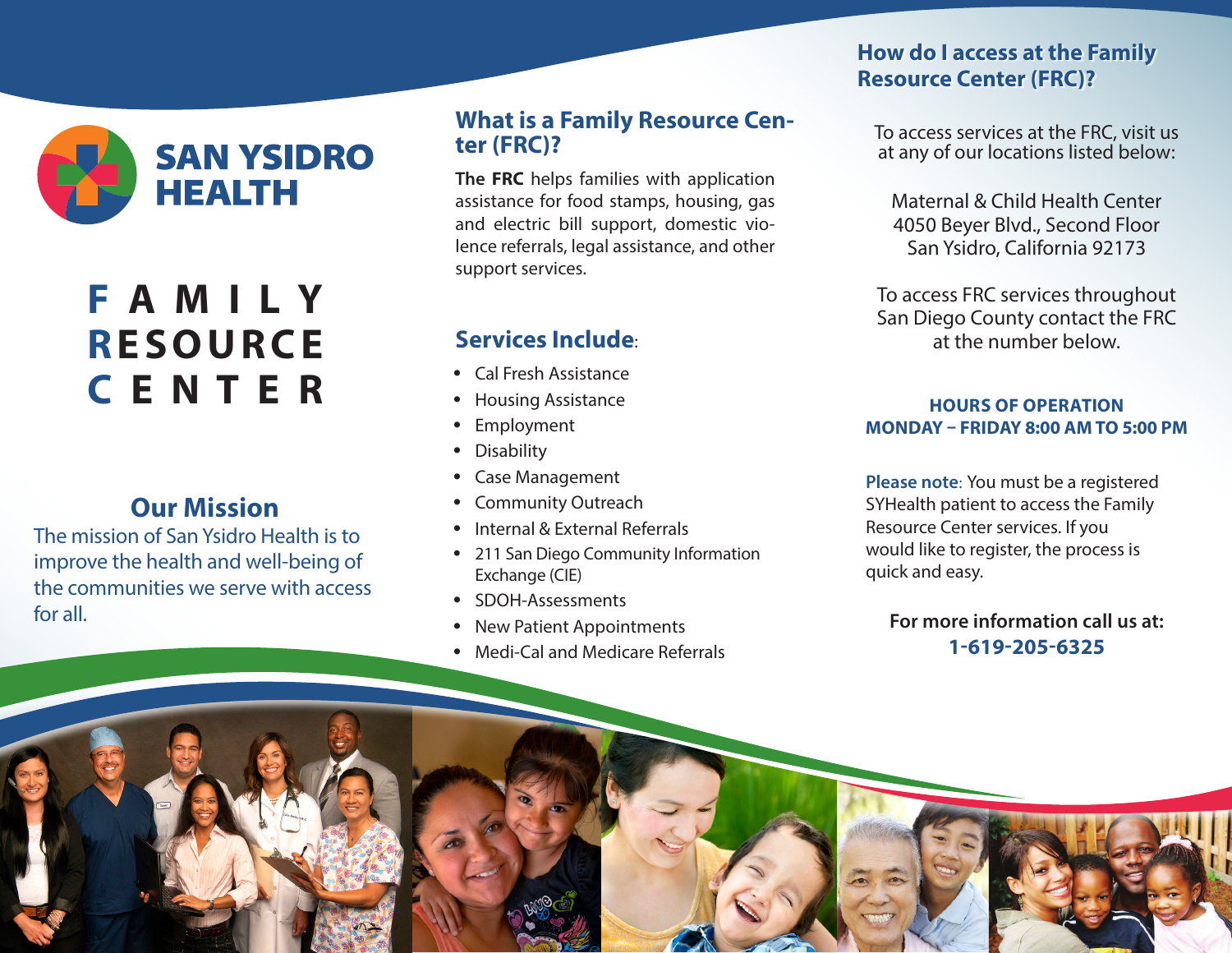# SAN YSIDRO HEALTH

# FAMILY RESOURCE CENTER

## Our Mission

The mission of San Ysidro Health is to improve the health and well-being of the communities we serve with access for all.

## What is a Family Resource Center (FRC)?

**The FRC** helps families with application assistance for food stamps, housing, gas and electric bill support, domestic violence referrals, legal assistance, and other support services.

## Services Include:

- Cal Fresh Assistance
- Housing Assistance
- Employment
- Disability
- Case Management
- Community Outreach
- Internal & External Referrals
- 211 San Diego Community Information Exchange (CIE)
- SDOH-Assessments
- New Patient Appointments
- Medi-Cal and Medicare Referrals

## How do I access at the Family Resource Center (FRC)?

To access services at the FRC, visit us at any of our locations listed below:

Maternal & Child Health Center
4050 Beyer Blvd., Second Floor
San Ysidro, California 92173

To access FRC services throughout San Diego County contact the FRC at the number below.

**HOURS OF OPERATION**
**MONDAY – FRIDAY 8:00 AM TO 5:00 PM**

**Please note**: You must be a registered SYHealth patient to access the Family Resource Center services. If you would like to register, the process is quick and easy.

**For more information call us at:**
**1-619-205-6325**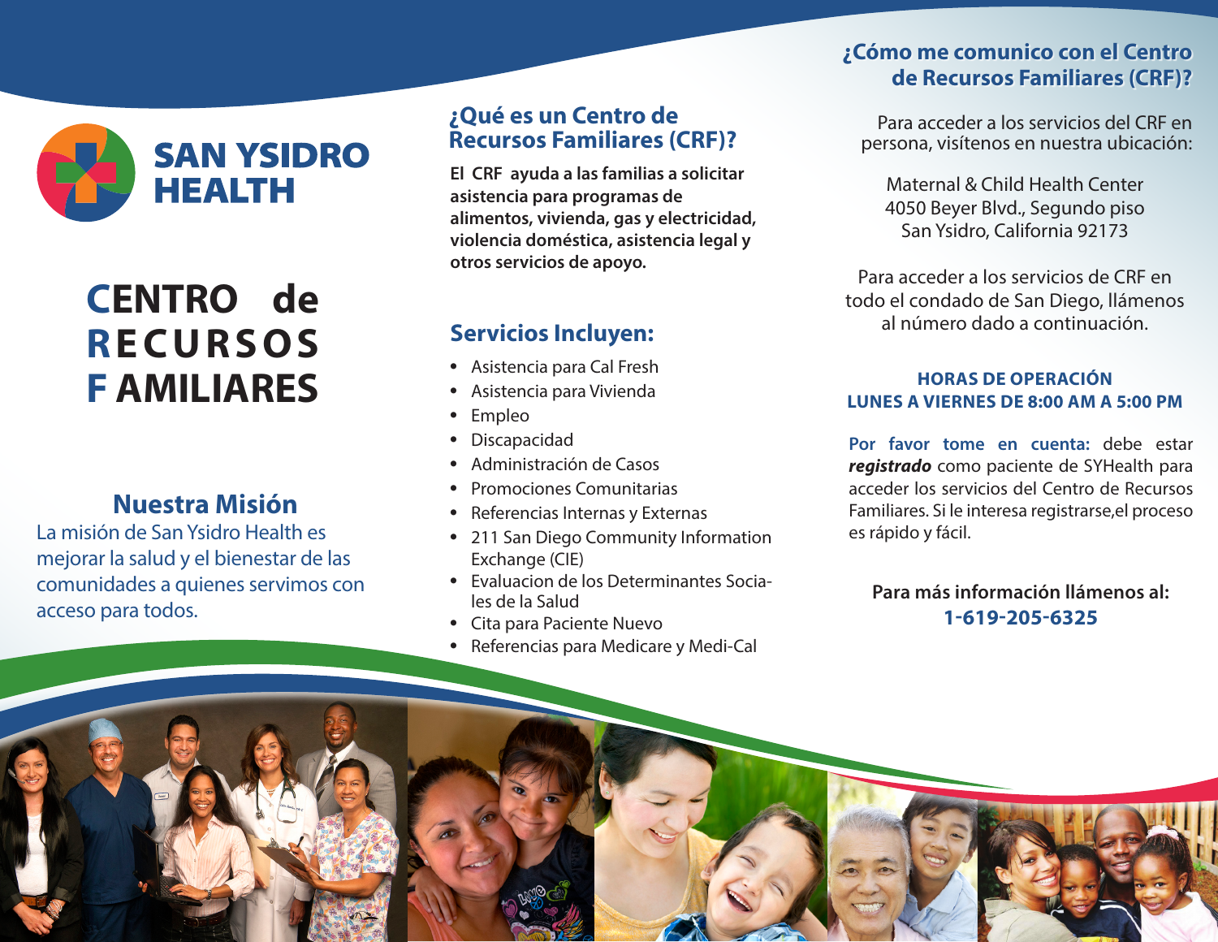# SAN YSIDRO HEALTH

# CENTRO de RECURSOS FAMILIARES

## Nuestra Misión

La misión de San Ysidro Health es mejorar la salud y el bienestar de las comunidades a quienes servimos con acceso para todos.

## ¿Qué es un Centro de Recursos Familiares (CRF)?

**El CRF ayuda a las familias a solicitar asistencia para programas de alimentos, vivienda, gas y electricidad, violencia doméstica, asistencia legal y otros servicios de apoyo.**

## Servicios Incluyen:

- Asistencia para Cal Fresh
- Asistencia para Vivienda
- Empleo
- Discapacidad
- Administración de Casos
- Promociones Comunitarias
- Referencias Internas y Externas
- 211 San Diego Community Information Exchange (CIE)
- Evaluacion de los Determinantes Sociales de la Salud
- Cita para Paciente Nuevo
- Referencias para Medicare y Medi-Cal

## ¿Cómo me comunico con el Centro de Recursos Familiares (CRF)?

Para acceder a los servicios del CRF en persona, visítenos en nuestra ubicación:

Maternal & Child Health Center
4050 Beyer Blvd., Segundo piso
San Ysidro, California 92173

Para acceder a los servicios de CRF en todo el condado de San Diego, llámenos al número dado a continuación.

**HORAS DE OPERACIÓN**
**LUNES A VIERNES DE 8:00 AM A 5:00 PM**

**Por favor tome en cuenta:** debe estar ***registrado*** como paciente de SYHealth para acceder los servicios del Centro de Recursos Familiares. Si le interesa registrarse,el proceso es rápido y fácil.

**Para más información llámenos al:**
**1-619-205-6325**